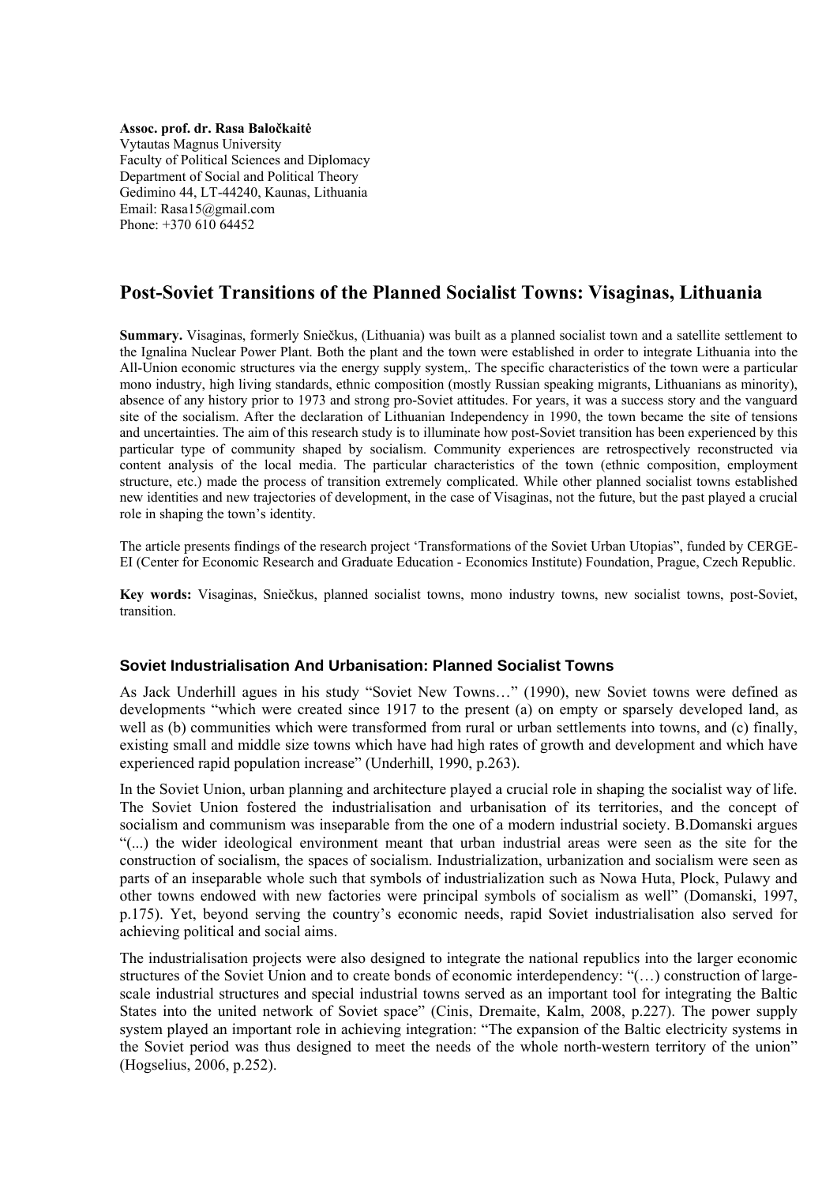**Assoc. prof. dr. Rasa Baločkaitė**
Vytautas Magnus University
Faculty of Political Sciences and Diplomacy
Department of Social and Political Theory
Gedimino 44, LT-44240, Kaunas, Lithuania
Email: Rasa15@gmail.com
Phone: +370 610 64452

# Post-Soviet Transitions of the Planned Socialist Towns: Visaginas, Lithuania

**Summary.** Visaginas, formerly Sniečkus, (Lithuania) was built as a planned socialist town and a satellite settlement to the Ignalina Nuclear Power Plant. Both the plant and the town were established in order to integrate Lithuania into the All-Union economic structures via the energy supply system,. The specific characteristics of the town were a particular mono industry, high living standards, ethnic composition (mostly Russian speaking migrants, Lithuanians as minority), absence of any history prior to 1973 and strong pro-Soviet attitudes. For years, it was a success story and the vanguard site of the socialism. After the declaration of Lithuanian Independency in 1990, the town became the site of tensions and uncertainties. The aim of this research study is to illuminate how post-Soviet transition has been experienced by this particular type of community shaped by socialism. Community experiences are retrospectively reconstructed via content analysis of the local media. The particular characteristics of the town (ethnic composition, employment structure, etc.) made the process of transition extremely complicated. While other planned socialist towns established new identities and new trajectories of development, in the case of Visaginas, not the future, but the past played a crucial role in shaping the town's identity.

The article presents findings of the research project 'Transformations of the Soviet Urban Utopias", funded by CERGE-EI (Center for Economic Research and Graduate Education - Economics Institute) Foundation, Prague, Czech Republic.

**Key words:** Visaginas, Sniečkus, planned socialist towns, mono industry towns, new socialist towns, post-Soviet, transition.

## Soviet Industrialisation And Urbanisation: Planned Socialist Towns

As Jack Underhill agues in his study "Soviet New Towns…" (1990), new Soviet towns were defined as developments "which were created since 1917 to the present (a) on empty or sparsely developed land, as well as (b) communities which were transformed from rural or urban settlements into towns, and (c) finally, existing small and middle size towns which have had high rates of growth and development and which have experienced rapid population increase" (Underhill, 1990, p.263).

In the Soviet Union, urban planning and architecture played a crucial role in shaping the socialist way of life. The Soviet Union fostered the industrialisation and urbanisation of its territories, and the concept of socialism and communism was inseparable from the one of a modern industrial society. B.Domanski argues "(...) the wider ideological environment meant that urban industrial areas were seen as the site for the construction of socialism, the spaces of socialism. Industrialization, urbanization and socialism were seen as parts of an inseparable whole such that symbols of industrialization such as Nowa Huta, Plock, Pulawy and other towns endowed with new factories were principal symbols of socialism as well" (Domanski, 1997, p.175). Yet, beyond serving the country's economic needs, rapid Soviet industrialisation also served for achieving political and social aims.

The industrialisation projects were also designed to integrate the national republics into the larger economic structures of the Soviet Union and to create bonds of economic interdependency: "(…) construction of large-scale industrial structures and special industrial towns served as an important tool for integrating the Baltic States into the united network of Soviet space" (Cinis, Dremaite, Kalm, 2008, p.227). The power supply system played an important role in achieving integration: "The expansion of the Baltic electricity systems in the Soviet period was thus designed to meet the needs of the whole north-western territory of the union" (Hogselius, 2006, p.252).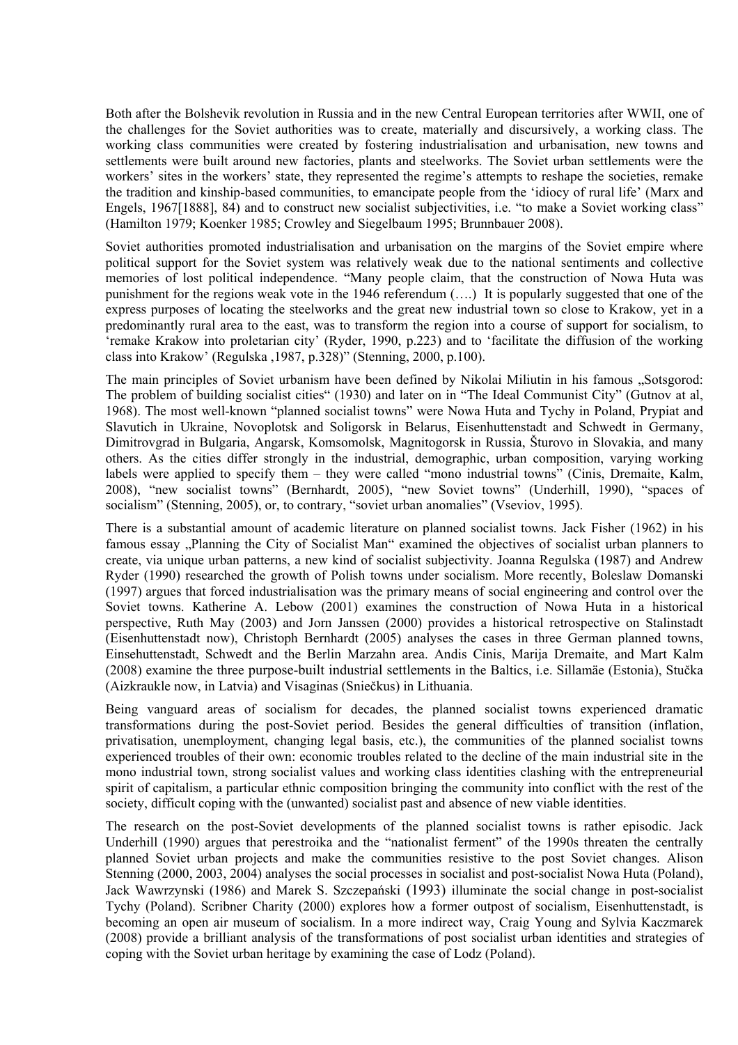Both after the Bolshevik revolution in Russia and in the new Central European territories after WWII, one of the challenges for the Soviet authorities was to create, materially and discursively, a working class. The working class communities were created by fostering industrialisation and urbanisation, new towns and settlements were built around new factories, plants and steelworks. The Soviet urban settlements were the workers' sites in the workers' state, they represented the regime's attempts to reshape the societies, remake the tradition and kinship-based communities, to emancipate people from the 'idiocy of rural life' (Marx and Engels, 1967[1888], 84) and to construct new socialist subjectivities, i.e. "to make a Soviet working class" (Hamilton 1979; Koenker 1985; Crowley and Siegelbaum 1995; Brunnbauer 2008).

Soviet authorities promoted industrialisation and urbanisation on the margins of the Soviet empire where political support for the Soviet system was relatively weak due to the national sentiments and collective memories of lost political independence. "Many people claim, that the construction of Nowa Huta was punishment for the regions weak vote in the 1946 referendum (….) It is popularly suggested that one of the express purposes of locating the steelworks and the great new industrial town so close to Krakow, yet in a predominantly rural area to the east, was to transform the region into a course of support for socialism, to 'remake Krakow into proletarian city' (Ryder, 1990, p.223) and to 'facilitate the diffusion of the working class into Krakow' (Regulska ,1987, p.328)" (Stenning, 2000, p.100).

The main principles of Soviet urbanism have been defined by Nikolai Miliutin in his famous „Sotsgorod: The problem of building socialist cities" (1930) and later on in "The Ideal Communist City" (Gutnov at al, 1968). The most well-known "planned socialist towns" were Nowa Huta and Tychy in Poland, Prypiat and Slavutich in Ukraine, Novoplotsk and Soligorsk in Belarus, Eisenhuttenstadt and Schwedt in Germany, Dimitrovgrad in Bulgaria, Angarsk, Komsomolsk, Magnitogorsk in Russia, Šturovo in Slovakia, and many others. As the cities differ strongly in the industrial, demographic, urban composition, varying working labels were applied to specify them – they were called "mono industrial towns" (Cinis, Dremaite, Kalm, 2008), "new socialist towns" (Bernhardt, 2005), "new Soviet towns" (Underhill, 1990), "spaces of socialism" (Stenning, 2005), or, to contrary, "soviet urban anomalies" (Vseviov, 1995).

There is a substantial amount of academic literature on planned socialist towns. Jack Fisher (1962) in his famous essay „Planning the City of Socialist Man" examined the objectives of socialist urban planners to create, via unique urban patterns, a new kind of socialist subjectivity. Joanna Regulska (1987) and Andrew Ryder (1990) researched the growth of Polish towns under socialism. More recently, Boleslaw Domanski (1997) argues that forced industrialisation was the primary means of social engineering and control over the Soviet towns. Katherine A. Lebow (2001) examines the construction of Nowa Huta in a historical perspective, Ruth May (2003) and Jorn Janssen (2000) provides a historical retrospective on Stalinstadt (Eisenhuttenstadt now), Christoph Bernhardt (2005) analyses the cases in three German planned towns, Einsehuttenstadt, Schwedt and the Berlin Marzahn area. Andis Cinis, Marija Dremaite, and Mart Kalm (2008) examine the three purpose-built industrial settlements in the Baltics, i.e. Sillamäe (Estonia), Stučka (Aizkraukle now, in Latvia) and Visaginas (Sniečkus) in Lithuania.

Being vanguard areas of socialism for decades, the planned socialist towns experienced dramatic transformations during the post-Soviet period. Besides the general difficulties of transition (inflation, privatisation, unemployment, changing legal basis, etc.), the communities of the planned socialist towns experienced troubles of their own: economic troubles related to the decline of the main industrial site in the mono industrial town, strong socialist values and working class identities clashing with the entrepreneurial spirit of capitalism, a particular ethnic composition bringing the community into conflict with the rest of the society, difficult coping with the (unwanted) socialist past and absence of new viable identities.

The research on the post-Soviet developments of the planned socialist towns is rather episodic. Jack Underhill (1990) argues that perestroika and the "nationalist ferment" of the 1990s threaten the centrally planned Soviet urban projects and make the communities resistive to the post Soviet changes. Alison Stenning (2000, 2003, 2004) analyses the social processes in socialist and post-socialist Nowa Huta (Poland), Jack Wawrzynski (1986) and Marek S. Szczepański (1993) illuminate the social change in post-socialist Tychy (Poland). Scribner Charity (2000) explores how a former outpost of socialism, Eisenhuttenstadt, is becoming an open air museum of socialism. In a more indirect way, Craig Young and Sylvia Kaczmarek (2008) provide a brilliant analysis of the transformations of post socialist urban identities and strategies of coping with the Soviet urban heritage by examining the case of Lodz (Poland).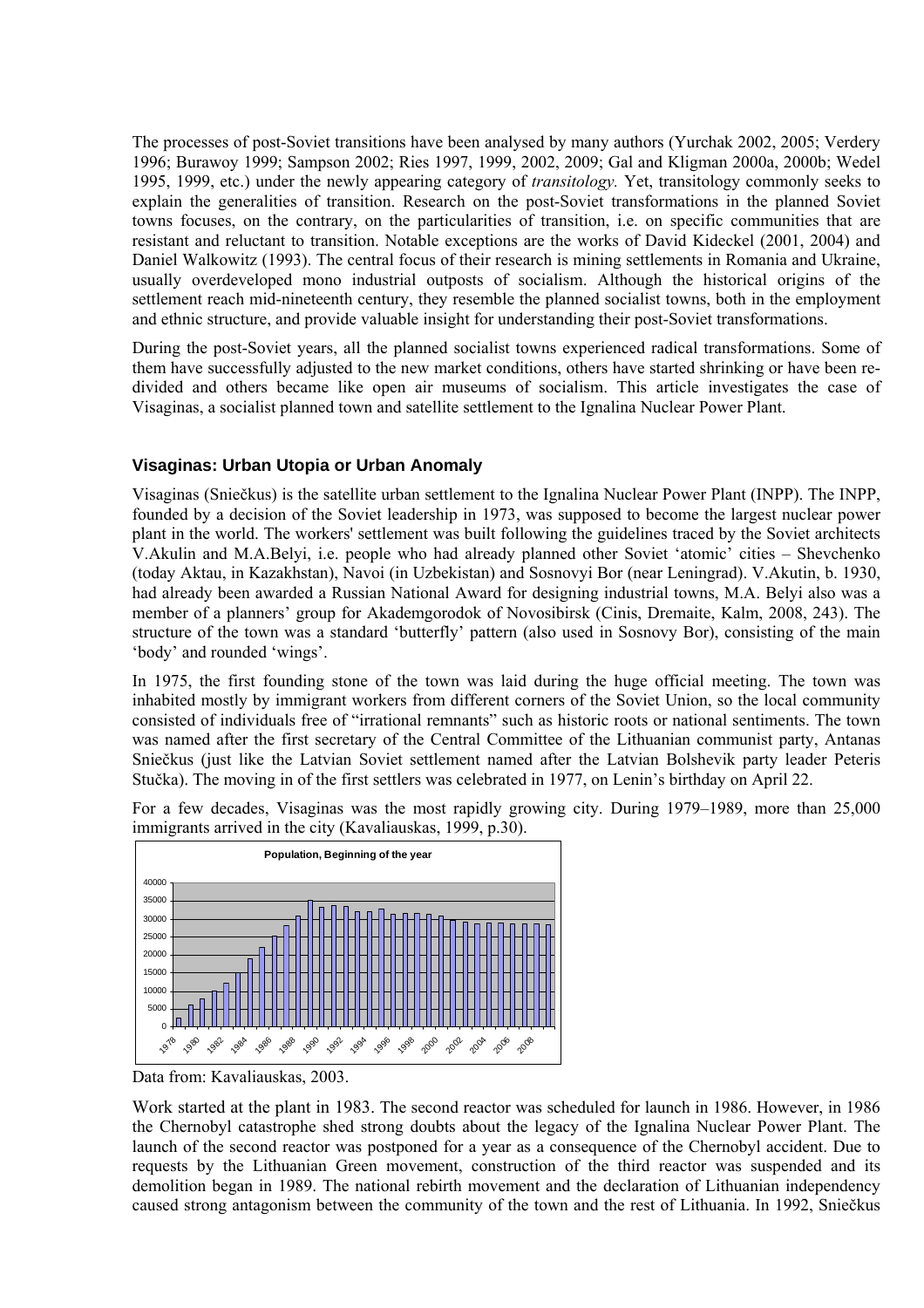The processes of post-Soviet transitions have been analysed by many authors (Yurchak 2002, 2005; Verdery 1996; Burawoy 1999; Sampson 2002; Ries 1997, 1999, 2002, 2009; Gal and Kligman 2000a, 2000b; Wedel 1995, 1999, etc.) under the newly appearing category of *transitology.* Yet, transitology commonly seeks to explain the generalities of transition. Research on the post-Soviet transformations in the planned Soviet towns focuses, on the contrary, on the particularities of transition, i.e. on specific communities that are resistant and reluctant to transition. Notable exceptions are the works of David Kideckel (2001, 2004) and Daniel Walkowitz (1993). The central focus of their research is mining settlements in Romania and Ukraine, usually overdeveloped mono industrial outposts of socialism. Although the historical origins of the settlement reach mid-nineteenth century, they resemble the planned socialist towns, both in the employment and ethnic structure, and provide valuable insight for understanding their post-Soviet transformations.

During the post-Soviet years, all the planned socialist towns experienced radical transformations. Some of them have successfully adjusted to the new market conditions, others have started shrinking or have been re-divided and others became like open air museums of socialism. This article investigates the case of Visaginas, a socialist planned town and satellite settlement to the Ignalina Nuclear Power Plant.

## Visaginas: Urban Utopia or Urban Anomaly

Visaginas (Sniečkus) is the satellite urban settlement to the Ignalina Nuclear Power Plant (INPP). The INPP, founded by a decision of the Soviet leadership in 1973, was supposed to become the largest nuclear power plant in the world. The workers' settlement was built following the guidelines traced by the Soviet architects V.Akulin and M.A.Belyi, i.e. people who had already planned other Soviet 'atomic' cities – Shevchenko (today Aktau, in Kazakhstan), Navoi (in Uzbekistan) and Sosnovyi Bor (near Leningrad). V.Akutin, b. 1930, had already been awarded a Russian National Award for designing industrial towns, M.A. Belyi also was a member of a planners' group for Akademgorodok of Novosibirsk (Cinis, Dremaite, Kalm, 2008, 243). The structure of the town was a standard 'butterfly' pattern (also used in Sosnovy Bor), consisting of the main 'body' and rounded 'wings'.

In 1975, the first founding stone of the town was laid during the huge official meeting. The town was inhabited mostly by immigrant workers from different corners of the Soviet Union, so the local community consisted of individuals free of "irrational remnants" such as historic roots or national sentiments. The town was named after the first secretary of the Central Committee of the Lithuanian communist party, Antanas Sniečkus (just like the Latvian Soviet settlement named after the Latvian Bolshevik party leader Peteris Stučka). The moving in of the first settlers was celebrated in 1977, on Lenin's birthday on April 22.

For a few decades, Visaginas was the most rapidly growing city. During 1979–1989, more than 25,000 immigrants arrived in the city (Kavaliauskas, 1999, p.30).

Population, Beginning of the year

Data from: Kavaliauskas, 2003.

Work started at the plant in 1983. The second reactor was scheduled for launch in 1986. However, in 1986 the Chernobyl catastrophe shed strong doubts about the legacy of the Ignalina Nuclear Power Plant. The launch of the second reactor was postponed for a year as a consequence of the Chernobyl accident. Due to requests by the Lithuanian Green movement, construction of the third reactor was suspended and its demolition began in 1989. The national rebirth movement and the declaration of Lithuanian independency caused strong antagonism between the community of the town and the rest of Lithuania. In 1992, Sniečkus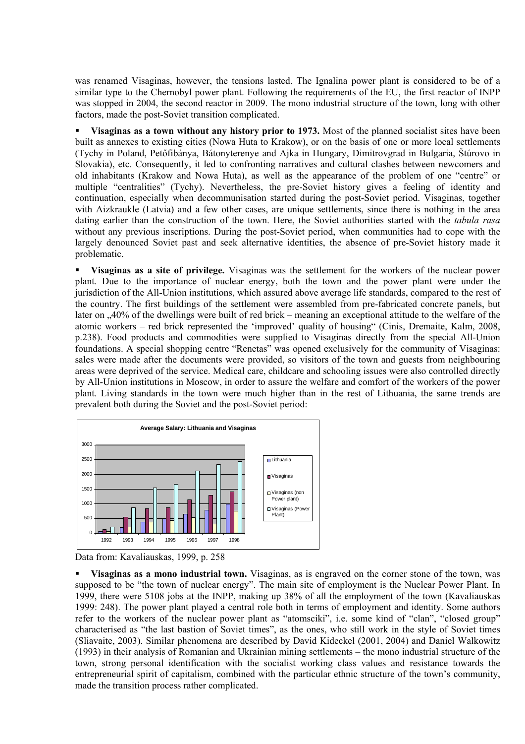was renamed Visaginas, however, the tensions lasted. The Ignalina power plant is considered to be of a similar type to the Chernobyl power plant. Following the requirements of the EU, the first reactor of INPP was stopped in 2004, the second reactor in 2009. The mono industrial structure of the town, long with other factors, made the post-Soviet transition complicated.

- **Visaginas as a town without any history prior to 1973.** Most of the planned socialist sites have been built as annexes to existing cities (Nowa Huta to Krakow), or on the basis of one or more local settlements (Tychy in Poland, Petőfibánya, Bátonyterenye and Ajka in Hungary, Dimitrovgrad in Bulgaria, Štúrovo in Slovakia), etc. Consequently, it led to confronting narratives and cultural clashes between newcomers and old inhabitants (Krakow and Nowa Huta), as well as the appearance of the problem of one "centre" or multiple "centralities" (Tychy). Nevertheless, the pre-Soviet history gives a feeling of identity and continuation, especially when decommunisation started during the post-Soviet period. Visaginas, together with Aizkraukle (Latvia) and a few other cases, are unique settlements, since there is nothing in the area dating earlier than the construction of the town. Here, the Soviet authorities started with the *tabula rasa* without any previous inscriptions. During the post-Soviet period, when communities had to cope with the largely denounced Soviet past and seek alternative identities, the absence of pre-Soviet history made it problematic.

- **Visaginas as a site of privilege.** Visaginas was the settlement for the workers of the nuclear power plant. Due to the importance of nuclear energy, both the town and the power plant were under the jurisdiction of the All-Union institutions, which assured above average life standards, compared to the rest of the country. The first buildings of the settlement were assembled from pre-fabricated concrete panels, but later on „40% of the dwellings were built of red brick – meaning an exceptional attitude to the welfare of the atomic workers – red brick represented the 'improved' quality of housing" (Cinis, Dremaite, Kalm, 2008, p.238). Food products and commodities were supplied to Visaginas directly from the special All-Union foundations. A special shopping centre "Renetas" was opened exclusively for the community of Visaginas: sales were made after the documents were provided, so visitors of the town and guests from neighbouring areas were deprived of the service. Medical care, childcare and schooling issues were also controlled directly by All-Union institutions in Moscow, in order to assure the welfare and comfort of the workers of the power plant. Living standards in the town were much higher than in the rest of Lithuania, the same trends are prevalent both during the Soviet and the post-Soviet period:

Average Salary: Lithuania and Visaginas

Data from: Kavaliauskas, 1999, p. 258

- **Visaginas as a mono industrial town.** Visaginas, as is engraved on the corner stone of the town, was supposed to be "the town of nuclear energy". The main site of employment is the Nuclear Power Plant. In 1999, there were 5108 jobs at the INPP, making up 38% of all the employment of the town (Kavaliauskas 1999: 248). The power plant played a central role both in terms of employment and identity. Some authors refer to the workers of the nuclear power plant as "atomsciki", i.e. some kind of "clan", "closed group" characterised as "the last bastion of Soviet times", as the ones, who still work in the style of Soviet times (Sliavaite, 2003). Similar phenomena are described by David Kideckel (2001, 2004) and Daniel Walkowitz (1993) in their analysis of Romanian and Ukrainian mining settlements – the mono industrial structure of the town, strong personal identification with the socialist working class values and resistance towards the entrepreneurial spirit of capitalism, combined with the particular ethnic structure of the town's community, made the transition process rather complicated.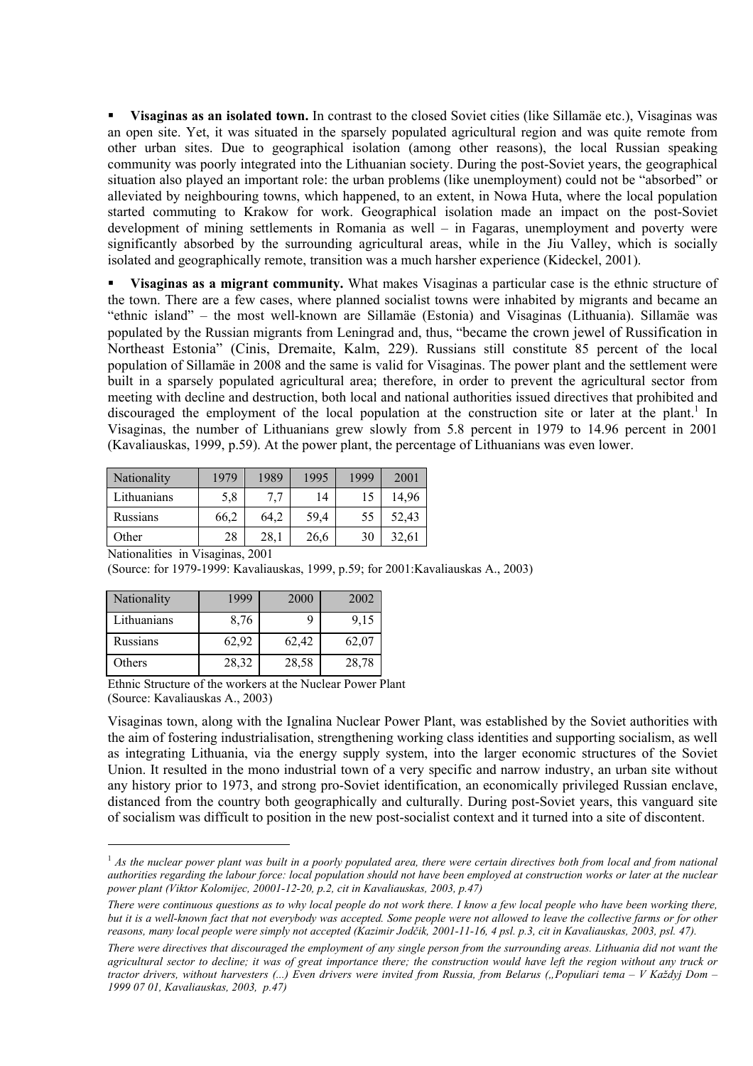- **Visaginas as an isolated town.** In contrast to the closed Soviet cities (like Sillamäe etc.), Visaginas was an open site. Yet, it was situated in the sparsely populated agricultural region and was quite remote from other urban sites. Due to geographical isolation (among other reasons), the local Russian speaking community was poorly integrated into the Lithuanian society. During the post-Soviet years, the geographical situation also played an important role: the urban problems (like unemployment) could not be "absorbed" or alleviated by neighbouring towns, which happened, to an extent, in Nowa Huta, where the local population started commuting to Krakow for work. Geographical isolation made an impact on the post-Soviet development of mining settlements in Romania as well – in Fagaras, unemployment and poverty were significantly absorbed by the surrounding agricultural areas, while in the Jiu Valley, which is socially isolated and geographically remote, transition was a much harsher experience (Kideckel, 2001).

- **Visaginas as a migrant community.** What makes Visaginas a particular case is the ethnic structure of the town. There are a few cases, where planned socialist towns were inhabited by migrants and became an "ethnic island" – the most well-known are Sillamäe (Estonia) and Visaginas (Lithuania). Sillamäe was populated by the Russian migrants from Leningrad and, thus, "became the crown jewel of Russification in Northeast Estonia" (Cinis, Dremaite, Kalm, 229). Russians still constitute 85 percent of the local population of Sillamäe in 2008 and the same is valid for Visaginas. The power plant and the settlement were built in a sparsely populated agricultural area; therefore, in order to prevent the agricultural sector from meeting with decline and destruction, both local and national authorities issued directives that prohibited and discouraged the employment of the local population at the construction site or later at the plant.[1] In Visaginas, the number of Lithuanians grew slowly from 5.8 percent in 1979 to 14.96 percent in 2001 (Kavaliauskas, 1999, p.59). At the power plant, the percentage of Lithuanians was even lower.

| Nationality | 1979 | 1989 | 1995 | 1999 | 2001 |
|---|---|---|---|---|---|
| Lithuanians | 5,8 | 7,7 | 14 | 15 | 14,96 |
| Russians | 66,2 | 64,2 | 59,4 | 55 | 52,43 |
| Other | 28 | 28,1 | 26,6 | 30 | 32,61 |

Nationalities in Visaginas, 2001
(Source: for 1979-1999: Kavaliauskas, 1999, p.59; for 2001:Kavaliauskas A., 2003)

| Nationality | 1999 | 2000 | 2002 |
|---|---|---|---|
| Lithuanians | 8,76 | 9 | 9,15 |
| Russians | 62,92 | 62,42 | 62,07 |
| Others | 28,32 | 28,58 | 28,78 |

Ethnic Structure of the workers at the Nuclear Power Plant
(Source: Kavaliauskas A., 2003)

Visaginas town, along with the Ignalina Nuclear Power Plant, was established by the Soviet authorities with the aim of fostering industrialisation, strengthening working class identities and supporting socialism, as well as integrating Lithuania, via the energy supply system, into the larger economic structures of the Soviet Union. It resulted in the mono industrial town of a very specific and narrow industry, an urban site without any history prior to 1973, and strong pro-Soviet identification, an economically privileged Russian enclave, distanced from the country both geographically and culturally. During post-Soviet years, this vanguard site of socialism was difficult to position in the new post-socialist context and it turned into a site of discontent.

---

[1] *As the nuclear power plant was built in a poorly populated area, there were certain directives both from local and from national authorities regarding the labour force: local population should not have been employed at construction works or later at the nuclear power plant (Viktor Kolomijec, 20001-12-20, p.2, cit in Kavaliauskas, 2003, p.47)*

*There were continuous questions as to why local people do not work there. I know a few local people who have been working there, but it is a well-known fact that not everybody was accepted. Some people were not allowed to leave the collective farms or for other reasons, many local people were simply not accepted (Kazimir Jodčik, 2001-11-16, 4 psl. p.3, cit in Kavaliauskas, 2003, psl. 47).*

*There were directives that discouraged the employment of any single person from the surrounding areas. Lithuania did not want the agricultural sector to decline; it was of great importance there; the construction would have left the region without any truck or tractor drivers, without harvesters (...) Even drivers were invited from Russia, from Belarus („Populiari tema – V Každyj Dom – 1999 07 01, Kavaliauskas, 2003, p.47)*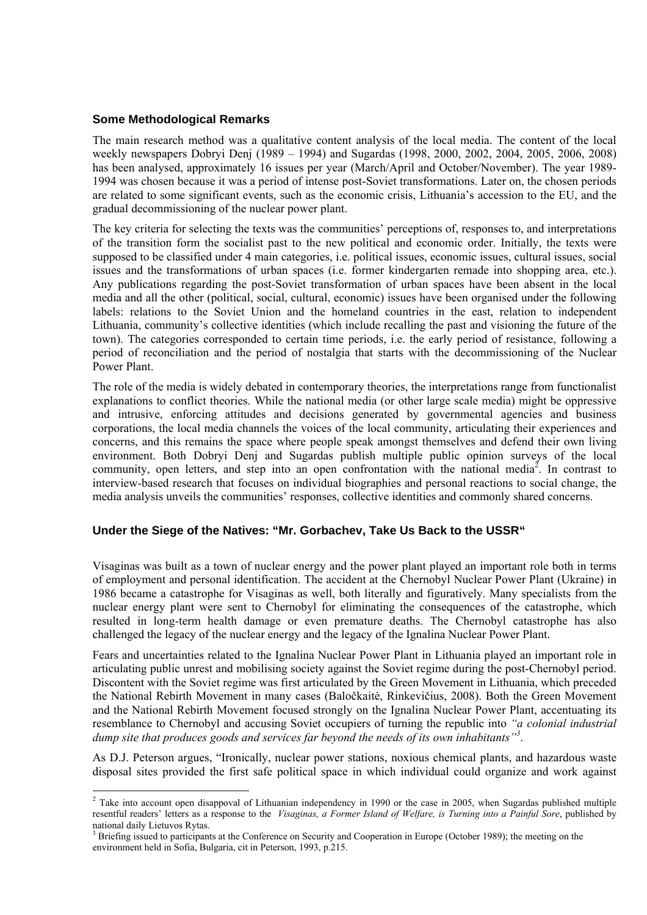### Some Methodological Remarks

The main research method was a qualitative content analysis of the local media. The content of the local weekly newspapers Dobryi Denj (1989 – 1994) and Sugardas (1998, 2000, 2002, 2004, 2005, 2006, 2008) has been analysed, approximately 16 issues per year (March/April and October/November). The year 1989-1994 was chosen because it was a period of intense post-Soviet transformations. Later on, the chosen periods are related to some significant events, such as the economic crisis, Lithuania's accession to the EU, and the gradual decommissioning of the nuclear power plant.

The key criteria for selecting the texts was the communities' perceptions of, responses to, and interpretations of the transition form the socialist past to the new political and economic order. Initially, the texts were supposed to be classified under 4 main categories, i.e. political issues, economic issues, cultural issues, social issues and the transformations of urban spaces (i.e. former kindergarten remade into shopping area, etc.). Any publications regarding the post-Soviet transformation of urban spaces have been absent in the local media and all the other (political, social, cultural, economic) issues have been organised under the following labels: relations to the Soviet Union and the homeland countries in the east, relation to independent Lithuania, community's collective identities (which include recalling the past and visioning the future of the town). The categories corresponded to certain time periods, i.e. the early period of resistance, following a period of reconciliation and the period of nostalgia that starts with the decommissioning of the Nuclear Power Plant.

The role of the media is widely debated in contemporary theories, the interpretations range from functionalist explanations to conflict theories. While the national media (or other large scale media) might be oppressive and intrusive, enforcing attitudes and decisions generated by governmental agencies and business corporations, the local media channels the voices of the local community, articulating their experiences and concerns, and this remains the space where people speak amongst themselves and defend their own living environment. Both Dobryi Denj and Sugardas publish multiple public opinion surveys of the local community, open letters, and step into an open confrontation with the national media[2]. In contrast to interview-based research that focuses on individual biographies and personal reactions to social change, the media analysis unveils the communities' responses, collective identities and commonly shared concerns.

### Under the Siege of the Natives: "Mr. Gorbachev, Take Us Back to the USSR"

Visaginas was built as a town of nuclear energy and the power plant played an important role both in terms of employment and personal identification. The accident at the Chernobyl Nuclear Power Plant (Ukraine) in 1986 became a catastrophe for Visaginas as well, both literally and figuratively. Many specialists from the nuclear energy plant were sent to Chernobyl for eliminating the consequences of the catastrophe, which resulted in long-term health damage or even premature deaths. The Chernobyl catastrophe has also challenged the legacy of the nuclear energy and the legacy of the Ignalina Nuclear Power Plant.

Fears and uncertainties related to the Ignalina Nuclear Power Plant in Lithuania played an important role in articulating public unrest and mobilising society against the Soviet regime during the post-Chernobyl period. Discontent with the Soviet regime was first articulated by the Green Movement in Lithuania, which preceded the National Rebirth Movement in many cases (Baločkaitė, Rinkevičius, 2008). Both the Green Movement and the National Rebirth Movement focused strongly on the Ignalina Nuclear Power Plant, accentuating its resemblance to Chernobyl and accusing Soviet occupiers of turning the republic into *"a colonial industrial dump site that produces goods and services far beyond the needs of its own inhabitants"*[3].

As D.J. Peterson argues, "Ironically, nuclear power stations, noxious chemical plants, and hazardous waste disposal sites provided the first safe political space in which individual could organize and work against

---

[2] Take into account open disappoval of Lithuanian independency in 1990 or the case in 2005, when Sugardas published multiple resentful readers' letters as a response to the *Visaginas, a Former Island of Welfare, is Turning into a Painful Sore*, published by national daily Lietuvos Rytas.

[3] Briefing issued to participants at the Conference on Security and Cooperation in Europe (October 1989); the meeting on the environment held in Sofia, Bulgaria, cit in Peterson, 1993, p.215.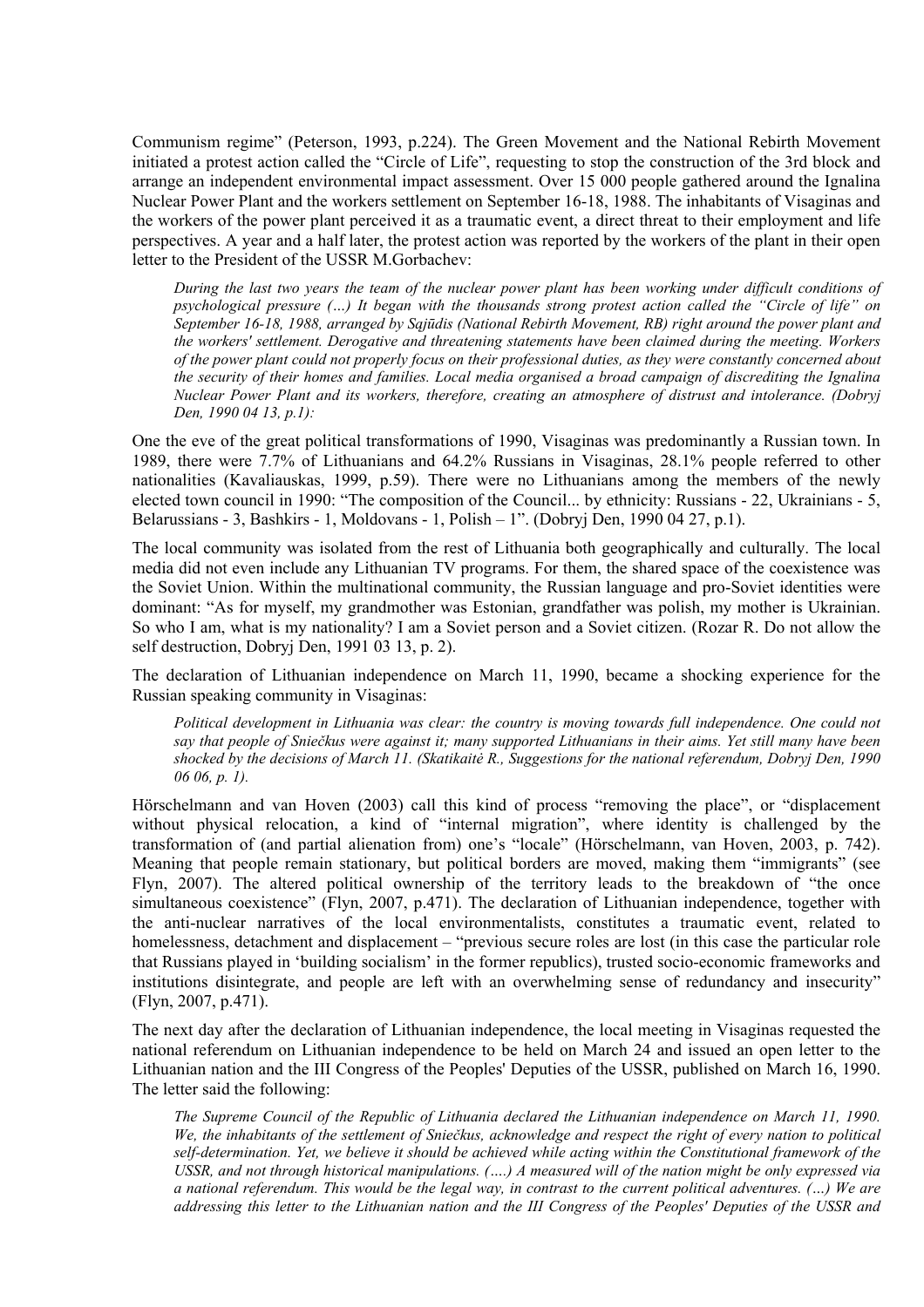Communism regime" (Peterson, 1993, p.224). The Green Movement and the National Rebirth Movement initiated a protest action called the "Circle of Life", requesting to stop the construction of the 3rd block and arrange an independent environmental impact assessment. Over 15 000 people gathered around the Ignalina Nuclear Power Plant and the workers settlement on September 16-18, 1988. The inhabitants of Visaginas and the workers of the power plant perceived it as a traumatic event, a direct threat to their employment and life perspectives. A year and a half later, the protest action was reported by the workers of the plant in their open letter to the President of the USSR M.Gorbachev:

> *During the last two years the team of the nuclear power plant has been working under difficult conditions of psychological pressure (...) It began with the thousands strong protest action called the "Circle of life" on September 16-18, 1988, arranged by Sąjūdis (National Rebirth Movement, RB) right around the power plant and the workers' settlement. Derogative and threatening statements have been claimed during the meeting. Workers of the power plant could not properly focus on their professional duties, as they were constantly concerned about the security of their homes and families. Local media organised a broad campaign of discrediting the Ignalina Nuclear Power Plant and its workers, therefore, creating an atmosphere of distrust and intolerance. (Dobryj Den, 1990 04 13, p.1):*

One the eve of the great political transformations of 1990, Visaginas was predominantly a Russian town. In 1989, there were 7.7% of Lithuanians and 64.2% Russians in Visaginas, 28.1% people referred to other nationalities (Kavaliauskas, 1999, p.59). There were no Lithuanians among the members of the newly elected town council in 1990: "The composition of the Council... by ethnicity: Russians - 22, Ukrainians - 5, Belarussians - 3, Bashkirs - 1, Moldovans - 1, Polish – 1". (Dobryj Den, 1990 04 27, p.1).

The local community was isolated from the rest of Lithuania both geographically and culturally. The local media did not even include any Lithuanian TV programs. For them, the shared space of the coexistence was the Soviet Union. Within the multinational community, the Russian language and pro-Soviet identities were dominant: "As for myself, my grandmother was Estonian, grandfather was polish, my mother is Ukrainian. So who I am, what is my nationality? I am a Soviet person and a Soviet citizen. (Rozar R. Do not allow the self destruction, Dobryj Den, 1991 03 13, p. 2).

The declaration of Lithuanian independence on March 11, 1990, became a shocking experience for the Russian speaking community in Visaginas:

> *Political development in Lithuania was clear: the country is moving towards full independence. One could not say that people of Sniečkus were against it; many supported Lithuanians in their aims. Yet still many have been shocked by the decisions of March 11. (Skatikaitė R., Suggestions for the national referendum, Dobryj Den, 1990 06 06, p. 1).*

Hörschelmann and van Hoven (2003) call this kind of process "removing the place", or "displacement without physical relocation, a kind of "internal migration", where identity is challenged by the transformation of (and partial alienation from) one's "locale" (Hörschelmann, van Hoven, 2003, p. 742). Meaning that people remain stationary, but political borders are moved, making them "immigrants" (see Flyn, 2007). The altered political ownership of the territory leads to the breakdown of "the once simultaneous coexistence" (Flyn, 2007, p.471). The declaration of Lithuanian independence, together with the anti-nuclear narratives of the local environmentalists, constitutes a traumatic event, related to homelessness, detachment and displacement – "previous secure roles are lost (in this case the particular role that Russians played in 'building socialism' in the former republics), trusted socio-economic frameworks and institutions disintegrate, and people are left with an overwhelming sense of redundancy and insecurity" (Flyn, 2007, p.471).

The next day after the declaration of Lithuanian independence, the local meeting in Visaginas requested the national referendum on Lithuanian independence to be held on March 24 and issued an open letter to the Lithuanian nation and the III Congress of the Peoples' Deputies of the USSR, published on March 16, 1990. The letter said the following:

> *The Supreme Council of the Republic of Lithuania declared the Lithuanian independence on March 11, 1990. We, the inhabitants of the settlement of Sniečkus, acknowledge and respect the right of every nation to political self-determination. Yet, we believe it should be achieved while acting within the Constitutional framework of the USSR, and not through historical manipulations. (....) A measured will of the nation might be only expressed via a national referendum. This would be the legal way, in contrast to the current political adventures. (...) We are addressing this letter to the Lithuanian nation and the III Congress of the Peoples' Deputies of the USSR and*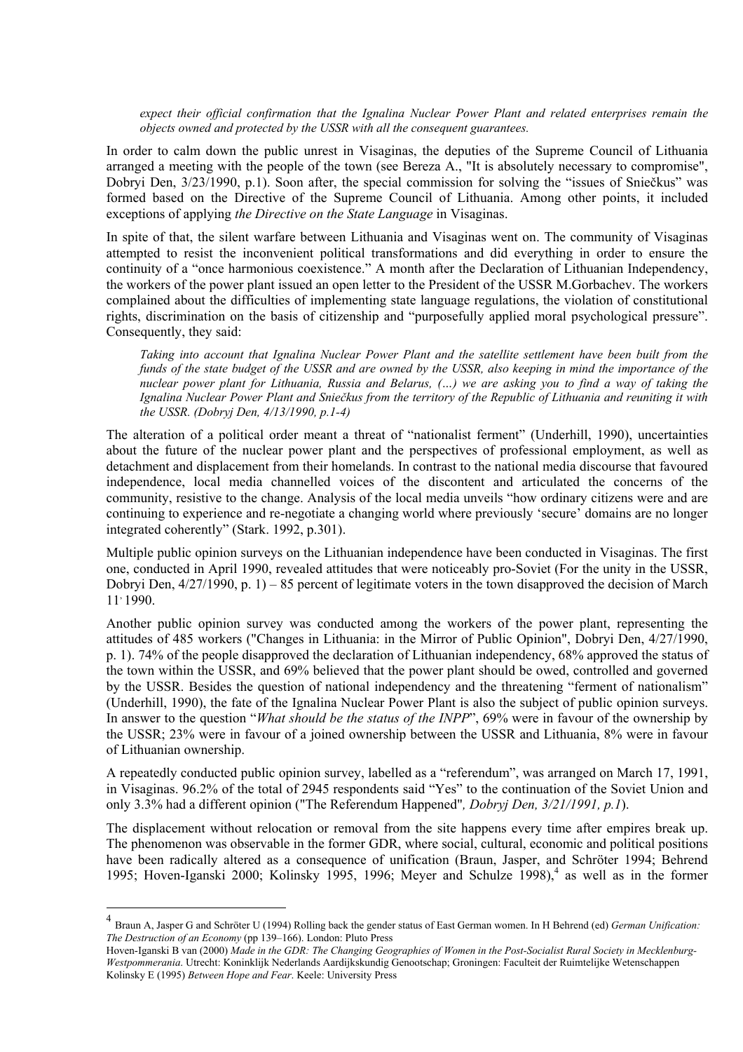*expect their official confirmation that the Ignalina Nuclear Power Plant and related enterprises remain the objects owned and protected by the USSR with all the consequent guarantees.*

In order to calm down the public unrest in Visaginas, the deputies of the Supreme Council of Lithuania arranged a meeting with the people of the town (see Bereza A., "It is absolutely necessary to compromise", Dobryi Den, 3/23/1990, p.1). Soon after, the special commission for solving the "issues of Sniečkus" was formed based on the Directive of the Supreme Council of Lithuania. Among other points, it included exceptions of applying *the Directive on the State Language* in Visaginas.

In spite of that, the silent warfare between Lithuania and Visaginas went on. The community of Visaginas attempted to resist the inconvenient political transformations and did everything in order to ensure the continuity of a "once harmonious coexistence." A month after the Declaration of Lithuanian Independency, the workers of the power plant issued an open letter to the President of the USSR M.Gorbachev. The workers complained about the difficulties of implementing state language regulations, the violation of constitutional rights, discrimination on the basis of citizenship and "purposefully applied moral psychological pressure". Consequently, they said:

*Taking into account that Ignalina Nuclear Power Plant and the satellite settlement have been built from the funds of the state budget of the USSR and are owned by the USSR, also keeping in mind the importance of the nuclear power plant for Lithuania, Russia and Belarus, (…) we are asking you to find a way of taking the Ignalina Nuclear Power Plant and Sniečkus from the territory of the Republic of Lithuania and reuniting it with the USSR. (Dobryj Den, 4/13/1990, p.1-4)*

The alteration of a political order meant a threat of "nationalist ferment" (Underhill, 1990), uncertainties about the future of the nuclear power plant and the perspectives of professional employment, as well as detachment and displacement from their homelands. In contrast to the national media discourse that favoured independence, local media channelled voices of the discontent and articulated the concerns of the community, resistive to the change. Analysis of the local media unveils "how ordinary citizens were and are continuing to experience and re-negotiate a changing world where previously 'secure' domains are no longer integrated coherently" (Stark. 1992, p.301).

Multiple public opinion surveys on the Lithuanian independence have been conducted in Visaginas. The first one, conducted in April 1990, revealed attitudes that were noticeably pro-Soviet (For the unity in the USSR, Dobryi Den, 4/27/1990, p. 1) – 85 percent of legitimate voters in the town disapproved the decision of March 11, 1990.

Another public opinion survey was conducted among the workers of the power plant, representing the attitudes of 485 workers ("Changes in Lithuania: in the Mirror of Public Opinion", Dobryi Den, 4/27/1990, p. 1). 74% of the people disapproved the declaration of Lithuanian independency, 68% approved the status of the town within the USSR, and 69% believed that the power plant should be owed, controlled and governed by the USSR. Besides the question of national independency and the threatening "ferment of nationalism" (Underhill, 1990), the fate of the Ignalina Nuclear Power Plant is also the subject of public opinion surveys. In answer to the question "*What should be the status of the INPP*", 69% were in favour of the ownership by the USSR; 23% were in favour of a joined ownership between the USSR and Lithuania, 8% were in favour of Lithuanian ownership.

A repeatedly conducted public opinion survey, labelled as a "referendum", was arranged on March 17, 1991, in Visaginas. 96.2% of the total of 2945 respondents said "Yes" to the continuation of the Soviet Union and only 3.3% had a different opinion ("The Referendum Happened"*, Dobryj Den, 3/21/1991, p.1*).

The displacement without relocation or removal from the site happens every time after empires break up. The phenomenon was observable in the former GDR, where social, cultural, economic and political positions have been radically altered as a consequence of unification (Braun, Jasper, and Schröter 1994; Behrend 1995; Hoven-Iganski 2000; Kolinsky 1995, 1996; Meyer and Schulze 1998),[4] as well as in the former

---

[4] Braun A, Jasper G and Schröter U (1994) Rolling back the gender status of East German women. In H Behrend (ed) *German Unification: The Destruction of an Economy* (pp 139–166). London: Pluto Press

Hoven-Iganski B van (2000) *Made in the GDR: The Changing Geographies of Women in the Post-Socialist Rural Society in Mecklenburg-Westpommerania.* Utrecht: Koninklijk Nederlands Aardijkskundig Genootschap; Groningen: Faculteit der Ruimtelijke Wetenschappen

Kolinsky E (1995) *Between Hope and Fear*. Keele: University Press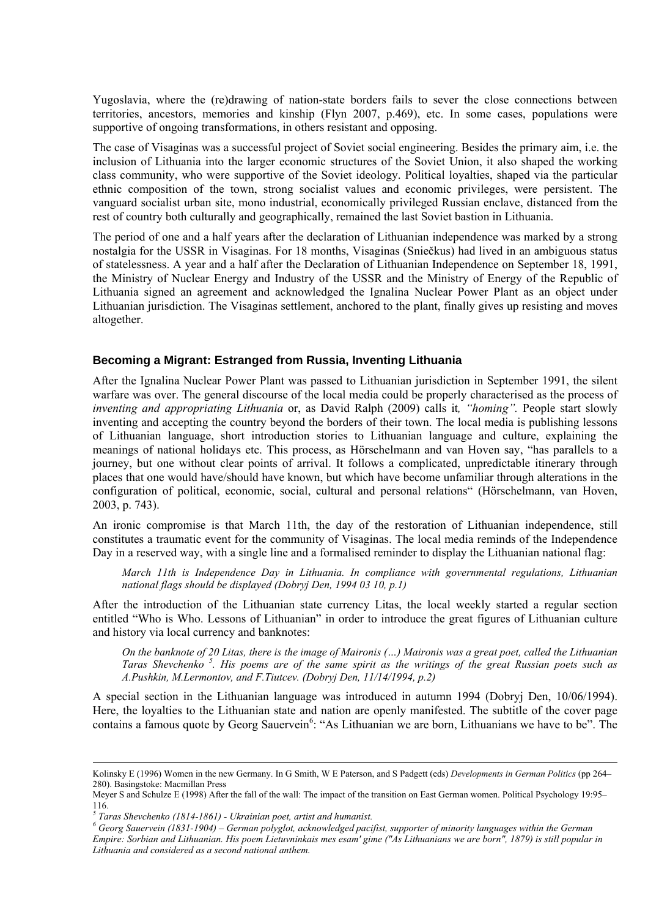Yugoslavia, where the (re)drawing of nation-state borders fails to sever the close connections between territories, ancestors, memories and kinship (Flyn 2007, p.469), etc. In some cases, populations were supportive of ongoing transformations, in others resistant and opposing.

The case of Visaginas was a successful project of Soviet social engineering. Besides the primary aim, i.e. the inclusion of Lithuania into the larger economic structures of the Soviet Union, it also shaped the working class community, who were supportive of the Soviet ideology. Political loyalties, shaped via the particular ethnic composition of the town, strong socialist values and economic privileges, were persistent. The vanguard socialist urban site, mono industrial, economically privileged Russian enclave, distanced from the rest of country both culturally and geographically, remained the last Soviet bastion in Lithuania.

The period of one and a half years after the declaration of Lithuanian independence was marked by a strong nostalgia for the USSR in Visaginas. For 18 months, Visaginas (Sniečkus) had lived in an ambiguous status of statelessness. A year and a half after the Declaration of Lithuanian Independence on September 18, 1991, the Ministry of Nuclear Energy and Industry of the USSR and the Ministry of Energy of the Republic of Lithuania signed an agreement and acknowledged the Ignalina Nuclear Power Plant as an object under Lithuanian jurisdiction. The Visaginas settlement, anchored to the plant, finally gives up resisting and moves altogether.

### Becoming a Migrant: Estranged from Russia, Inventing Lithuania

After the Ignalina Nuclear Power Plant was passed to Lithuanian jurisdiction in September 1991, the silent warfare was over. The general discourse of the local media could be properly characterised as the process of *inventing and appropriating Lithuania* or, as David Ralph (2009) calls it*, "homing"*. People start slowly inventing and accepting the country beyond the borders of their town. The local media is publishing lessons of Lithuanian language, short introduction stories to Lithuanian language and culture, explaining the meanings of national holidays etc. This process, as Hörschelmann and van Hoven say, "has parallels to a journey, but one without clear points of arrival. It follows a complicated, unpredictable itinerary through places that one would have/should have known, but which have become unfamiliar through alterations in the configuration of political, economic, social, cultural and personal relations" (Hörschelmann, van Hoven, 2003, p. 743).

An ironic compromise is that March 11th, the day of the restoration of Lithuanian independence, still constitutes a traumatic event for the community of Visaginas. The local media reminds of the Independence Day in a reserved way, with a single line and a formalised reminder to display the Lithuanian national flag:

> *March 11th is Independence Day in Lithuania. In compliance with governmental regulations, Lithuanian national flags should be displayed (Dobryj Den, 1994 03 10, p.1)*

After the introduction of the Lithuanian state currency Litas, the local weekly started a regular section entitled "Who is Who. Lessons of Lithuanian" in order to introduce the great figures of Lithuanian culture and history via local currency and banknotes:

> *On the banknote of 20 Litas, there is the image of Maironis (…) Maironis was a great poet, called the Lithuanian Taras Shevchenko [5]. His poems are of the same spirit as the writings of the great Russian poets such as A.Pushkin, M.Lermontov, and F.Tiutcev. (Dobryj Den, 11/14/1994, p.2)*

A special section in the Lithuanian language was introduced in autumn 1994 (Dobryj Den, 10/06/1994). Here, the loyalties to the Lithuanian state and nation are openly manifested. The subtitle of the cover page contains a famous quote by Georg Sauervein[6]: "As Lithuanian we are born, Lithuanians we have to be". The

---

Kolinsky E (1996) Women in the new Germany. In G Smith, W E Paterson, and S Padgett (eds) *Developments in German Politics* (pp 264–280). Basingstoke: Macmillan Press

Meyer S and Schulze E (1998) After the fall of the wall: The impact of the transition on East German women. Political Psychology 19:95–116.

[5] *Taras Shevchenko (1814-1861) - Ukrainian poet, artist and humanist.*

[6] *Georg Sauervein (1831-1904) – German polyglot, acknowledged pacifist, supporter of minority languages within the German Empire: Sorbian and Lithuanian. His poem Lietuvninkais mes esam' gime ("As Lithuanians we are born", 1879) is still popular in Lithuania and considered as a second national anthem.*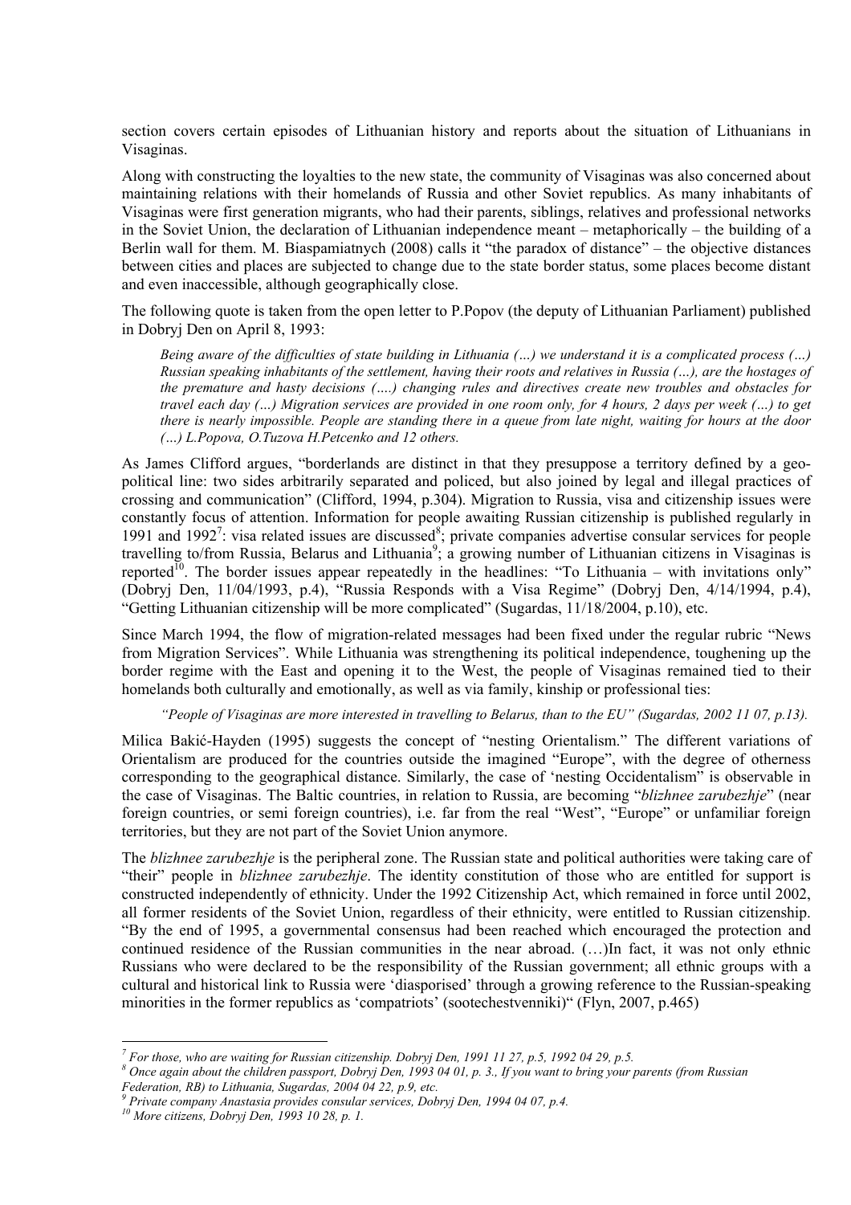section covers certain episodes of Lithuanian history and reports about the situation of Lithuanians in Visaginas.

Along with constructing the loyalties to the new state, the community of Visaginas was also concerned about maintaining relations with their homelands of Russia and other Soviet republics. As many inhabitants of Visaginas were first generation migrants, who had their parents, siblings, relatives and professional networks in the Soviet Union, the declaration of Lithuanian independence meant – metaphorically – the building of a Berlin wall for them. M. Biaspamiatnych (2008) calls it "the paradox of distance" – the objective distances between cities and places are subjected to change due to the state border status, some places become distant and even inaccessible, although geographically close.

The following quote is taken from the open letter to P.Popov (the deputy of Lithuanian Parliament) published in Dobryj Den on April 8, 1993:

> *Being aware of the difficulties of state building in Lithuania (…) we understand it is a complicated process (…) Russian speaking inhabitants of the settlement, having their roots and relatives in Russia (…), are the hostages of the premature and hasty decisions (….) changing rules and directives create new troubles and obstacles for travel each day (…) Migration services are provided in one room only, for 4 hours, 2 days per week (…) to get there is nearly impossible. People are standing there in a queue from late night, waiting for hours at the door (…) L.Popova, O.Tuzova H.Petcenko and 12 others.*

As James Clifford argues, "borderlands are distinct in that they presuppose a territory defined by a geo-political line: two sides arbitrarily separated and policed, but also joined by legal and illegal practices of crossing and communication" (Clifford, 1994, p.304). Migration to Russia, visa and citizenship issues were constantly focus of attention. Information for people awaiting Russian citizenship is published regularly in 1991 and 1992[7]: visa related issues are discussed[8]; private companies advertise consular services for people travelling to/from Russia, Belarus and Lithuania[9]; a growing number of Lithuanian citizens in Visaginas is reported[10]. The border issues appear repeatedly in the headlines: "To Lithuania – with invitations only" (Dobryj Den, 11/04/1993, p.4), "Russia Responds with a Visa Regime" (Dobryj Den, 4/14/1994, p.4), "Getting Lithuanian citizenship will be more complicated" (Sugardas, 11/18/2004, p.10), etc.

Since March 1994, the flow of migration-related messages had been fixed under the regular rubric "News from Migration Services". While Lithuania was strengthening its political independence, toughening up the border regime with the East and opening it to the West, the people of Visaginas remained tied to their homelands both culturally and emotionally, as well as via family, kinship or professional ties:

> *"People of Visaginas are more interested in travelling to Belarus, than to the EU" (Sugardas, 2002 11 07, p.13).*

Milica Bakić-Hayden (1995) suggests the concept of "nesting Orientalism." The different variations of Orientalism are produced for the countries outside the imagined "Europe", with the degree of otherness corresponding to the geographical distance. Similarly, the case of 'nesting Occidentalism" is observable in the case of Visaginas. The Baltic countries, in relation to Russia, are becoming "*blizhnee zarubezhje*" (near foreign countries, or semi foreign countries), i.e. far from the real "West", "Europe" or unfamiliar foreign territories, but they are not part of the Soviet Union anymore.

The *blizhnee zarubezhje* is the peripheral zone. The Russian state and political authorities were taking care of "their" people in *blizhnee zarubezhje*. The identity constitution of those who are entitled for support is constructed independently of ethnicity. Under the 1992 Citizenship Act, which remained in force until 2002, all former residents of the Soviet Union, regardless of their ethnicity, were entitled to Russian citizenship. "By the end of 1995, a governmental consensus had been reached which encouraged the protection and continued residence of the Russian communities in the near abroad. (…)In fact, it was not only ethnic Russians who were declared to be the responsibility of the Russian government; all ethnic groups with a cultural and historical link to Russia were 'diasporised' through a growing reference to the Russian-speaking minorities in the former republics as 'compatriots' (sootechestvenniki)" (Flyn, 2007, p.465)

---

[7] *For those, who are waiting for Russian citizenship. Dobryj Den, 1991 11 27, p.5, 1992 04 29, p.5.*

[8] *Once again about the children passport, Dobryj Den, 1993 04 01, p. 3., If you want to bring your parents (from Russian Federation, RB) to Lithuania, Sugardas, 2004 04 22, p.9, etc.*

[9] *Private company Anastasia provides consular services, Dobryj Den, 1994 04 07, p.4.*

[10] *More citizens, Dobryj Den, 1993 10 28, p. 1.*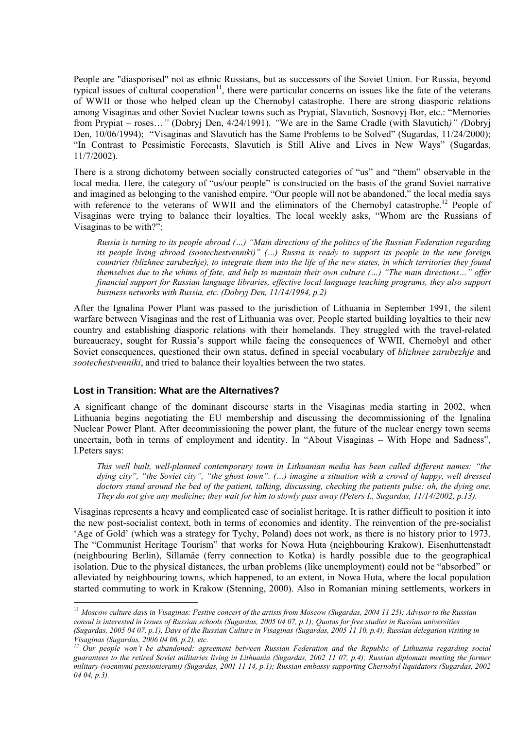People are "diasporised" not as ethnic Russians, but as successors of the Soviet Union. For Russia, beyond typical issues of cultural cooperation[11], there were particular concerns on issues like the fate of the veterans of WWII or those who helped clean up the Chernobyl catastrophe. There are strong diasporic relations among Visaginas and other Soviet Nuclear towns such as Prypiat, Slavutich, Sosnovyj Bor, etc.: "Memories from Prypiat – roses*…"* (Dobryj Den, 4/24/1991). *"*We are in the Same Cradle (with Slavutich*)" (*Dobryj Den, 10/06/1994); "Visaginas and Slavutich has the Same Problems to be Solved" (Sugardas, 11/24/2000); "In Contrast to Pessimistic Forecasts, Slavutich is Still Alive and Lives in New Ways" (Sugardas, 11/7/2002).

There is a strong dichotomy between socially constructed categories of "us" and "them" observable in the local media. Here, the category of "us/our people" is constructed on the basis of the grand Soviet narrative and imagined as belonging to the vanished empire. "Our people will not be abandoned," the local media says with reference to the veterans of WWII and the eliminators of the Chernobyl catastrophe.[12] People of Visaginas were trying to balance their loyalties. The local weekly asks, "Whom are the Russians of Visaginas to be with?":

> *Russia is turning to its people abroad (…) "Main directions of the politics of the Russian Federation regarding its people living abroad (sootechestvenniki)" (…) Russia is ready to support its people in the new foreign countries (blizhnee zarubezhje), to integrate them into the life of the new states, in which territories they found themselves due to the whims of fate, and help to maintain their own culture (…) "The main directions…" offer financial support for Russian language libraries, effective local language teaching programs, they also support business networks with Russia, etc. (Dobryj Den, 11/14/1994, p.2)*

After the Ignalina Power Plant was passed to the jurisdiction of Lithuania in September 1991, the silent warfare between Visaginas and the rest of Lithuania was over. People started building loyalties to their new country and establishing diasporic relations with their homelands. They struggled with the travel-related bureaucracy, sought for Russia's support while facing the consequences of WWII, Chernobyl and other Soviet consequences, questioned their own status, defined in special vocabulary of *blizhnee zarubezhje* and *sootechestvenniki*, and tried to balance their loyalties between the two states.

### Lost in Transition: What are the Alternatives?

A significant change of the dominant discourse starts in the Visaginas media starting in 2002, when Lithuania begins negotiating the EU membership and discussing the decommissioning of the Ignalina Nuclear Power Plant. After decommissioning the power plant, the future of the nuclear energy town seems uncertain, both in terms of employment and identity. In "About Visaginas – With Hope and Sadness", I.Peters says:

> *This well built, well-planned contemporary town in Lithuanian media has been called different names: "the dying city", "the Soviet city", "the ghost town". (…) imagine a situation with a crowd of happy, well dressed doctors stand around the bed of the patient, talking, discussing, checking the patients pulse: oh, the dying one. They do not give any medicine; they wait for him to slowly pass away (Peters I., Sugardas, 11/14/2002, p.13).*

Visaginas represents a heavy and complicated case of socialist heritage. It is rather difficult to position it into the new post-socialist context, both in terms of economics and identity. The reinvention of the pre-socialist 'Age of Gold' (which was a strategy for Tychy, Poland) does not work, as there is no history prior to 1973. The "Communist Heritage Tourism" that works for Nowa Huta (neighbouring Krakow), Eisenhuttenstadt (neighbouring Berlin), Sillamäe (ferry connection to Kotka) is hardly possible due to the geographical isolation. Due to the physical distances, the urban problems (like unemployment) could not be "absorbed" or alleviated by neighbouring towns, which happened, to an extent, in Nowa Huta, where the local population started commuting to work in Krakow (Stenning, 2000). Also in Romanian mining settlements, workers in

---

[11] *Moscow culture days in Visaginas: Festive concert of the artists from Moscow (Sugardas, 2004 11 25); Advisor to the Russian consul is interested in issues of Russian schools (Sugardas, 2005 04 07, p.1); Quotas for free studies in Russian universities (Sugardas, 2005 04 07, p.1), Days of the Russian Culture in Visaginas (Sugardas, 2005 11 10. p.4); Russian delegation visiting in Visaginas (Sugardas, 2006 04 06, p.2), etc.*

[12] *Our people won't be abandoned: agreement between Russian Federation and the Republic of Lithuania regarding social guarantees to the retired Soviet militaries living in Lithuania (Sugardas, 2002 11 07, p.4); Russian diplomats meeting the former military (voennymi pensionierami) (Sugardas, 2001 11 14, p.1); Russian embassy supporting Chernobyl liquidators (Sugardas, 2002 04 04, p.3).*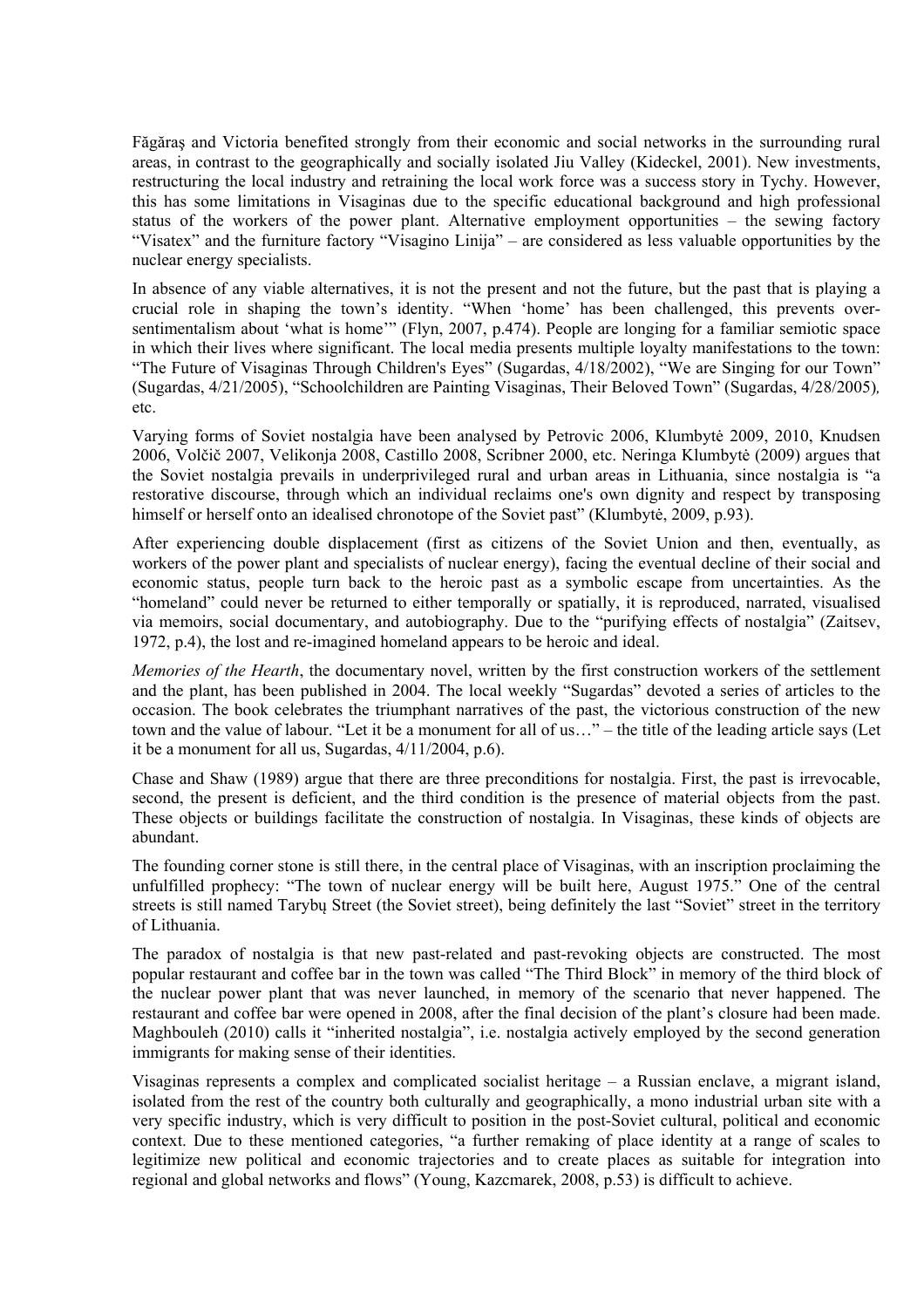Făgăraş and Victoria benefited strongly from their economic and social networks in the surrounding rural areas, in contrast to the geographically and socially isolated Jiu Valley (Kideckel, 2001). New investments, restructuring the local industry and retraining the local work force was a success story in Tychy. However, this has some limitations in Visaginas due to the specific educational background and high professional status of the workers of the power plant. Alternative employment opportunities – the sewing factory "Visatex" and the furniture factory "Visagino Linija" – are considered as less valuable opportunities by the nuclear energy specialists.

In absence of any viable alternatives, it is not the present and not the future, but the past that is playing a crucial role in shaping the town's identity. "When 'home' has been challenged, this prevents over-sentimentalism about 'what is home'" (Flyn, 2007, p.474). People are longing for a familiar semiotic space in which their lives where significant. The local media presents multiple loyalty manifestations to the town: "The Future of Visaginas Through Children's Eyes" (Sugardas, 4/18/2002), "We are Singing for our Town" (Sugardas, 4/21/2005), "Schoolchildren are Painting Visaginas, Their Beloved Town" (Sugardas, 4/28/2005), etc.

Varying forms of Soviet nostalgia have been analysed by Petrovic 2006, Klumbytė 2009, 2010, Knudsen 2006, Volčič 2007, Velikonja 2008, Castillo 2008, Scribner 2000, etc. Neringa Klumbytė (2009) argues that the Soviet nostalgia prevails in underprivileged rural and urban areas in Lithuania, since nostalgia is "a restorative discourse, through which an individual reclaims one's own dignity and respect by transposing himself or herself onto an idealised chronotope of the Soviet past" (Klumbytė, 2009, p.93).

After experiencing double displacement (first as citizens of the Soviet Union and then, eventually, as workers of the power plant and specialists of nuclear energy), facing the eventual decline of their social and economic status, people turn back to the heroic past as a symbolic escape from uncertainties. As the "homeland" could never be returned to either temporally or spatially, it is reproduced, narrated, visualised via memoirs, social documentary, and autobiography. Due to the "purifying effects of nostalgia" (Zaitsev, 1972, p.4), the lost and re-imagined homeland appears to be heroic and ideal.

*Memories of the Hearth*, the documentary novel, written by the first construction workers of the settlement and the plant, has been published in 2004. The local weekly "Sugardas" devoted a series of articles to the occasion. The book celebrates the triumphant narratives of the past, the victorious construction of the new town and the value of labour. "Let it be a monument for all of us…" – the title of the leading article says (Let it be a monument for all us, Sugardas, 4/11/2004, p.6).

Chase and Shaw (1989) argue that there are three preconditions for nostalgia. First, the past is irrevocable, second, the present is deficient, and the third condition is the presence of material objects from the past. These objects or buildings facilitate the construction of nostalgia. In Visaginas, these kinds of objects are abundant.

The founding corner stone is still there, in the central place of Visaginas, with an inscription proclaiming the unfulfilled prophecy: "The town of nuclear energy will be built here, August 1975." One of the central streets is still named Tarybų Street (the Soviet street), being definitely the last "Soviet" street in the territory of Lithuania.

The paradox of nostalgia is that new past-related and past-revoking objects are constructed. The most popular restaurant and coffee bar in the town was called "The Third Block" in memory of the third block of the nuclear power plant that was never launched, in memory of the scenario that never happened. The restaurant and coffee bar were opened in 2008, after the final decision of the plant's closure had been made. Maghbouleh (2010) calls it "inherited nostalgia", i.e. nostalgia actively employed by the second generation immigrants for making sense of their identities.

Visaginas represents a complex and complicated socialist heritage – a Russian enclave, a migrant island, isolated from the rest of the country both culturally and geographically, a mono industrial urban site with a very specific industry, which is very difficult to position in the post-Soviet cultural, political and economic context. Due to these mentioned categories, "a further remaking of place identity at a range of scales to legitimize new political and economic trajectories and to create places as suitable for integration into regional and global networks and flows" (Young, Kazcmarek, 2008, p.53) is difficult to achieve.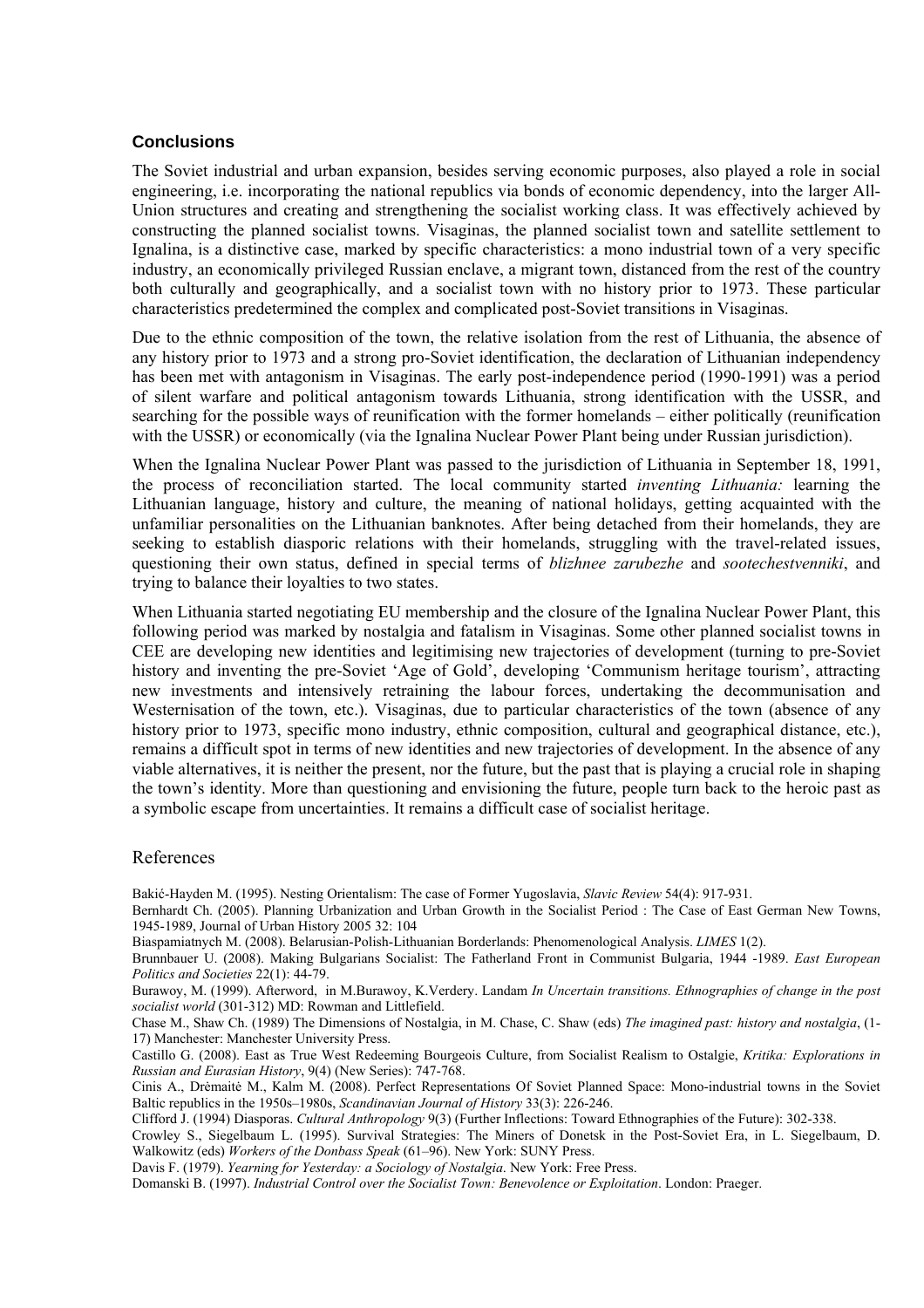## Conclusions

The Soviet industrial and urban expansion, besides serving economic purposes, also played a role in social engineering, i.e. incorporating the national republics via bonds of economic dependency, into the larger All-Union structures and creating and strengthening the socialist working class. It was effectively achieved by constructing the planned socialist towns. Visaginas, the planned socialist town and satellite settlement to Ignalina, is a distinctive case, marked by specific characteristics: a mono industrial town of a very specific industry, an economically privileged Russian enclave, a migrant town, distanced from the rest of the country both culturally and geographically, and a socialist town with no history prior to 1973. These particular characteristics predetermined the complex and complicated post-Soviet transitions in Visaginas.

Due to the ethnic composition of the town, the relative isolation from the rest of Lithuania, the absence of any history prior to 1973 and a strong pro-Soviet identification, the declaration of Lithuanian independency has been met with antagonism in Visaginas. The early post-independence period (1990-1991) was a period of silent warfare and political antagonism towards Lithuania, strong identification with the USSR, and searching for the possible ways of reunification with the former homelands – either politically (reunification with the USSR) or economically (via the Ignalina Nuclear Power Plant being under Russian jurisdiction).

When the Ignalina Nuclear Power Plant was passed to the jurisdiction of Lithuania in September 18, 1991, the process of reconciliation started. The local community started *inventing Lithuania:* learning the Lithuanian language, history and culture, the meaning of national holidays, getting acquainted with the unfamiliar personalities on the Lithuanian banknotes. After being detached from their homelands, they are seeking to establish diasporic relations with their homelands, struggling with the travel-related issues, questioning their own status, defined in special terms of *blizhnee zarubezhe* and *sootechestvenniki*, and trying to balance their loyalties to two states.

When Lithuania started negotiating EU membership and the closure of the Ignalina Nuclear Power Plant, this following period was marked by nostalgia and fatalism in Visaginas. Some other planned socialist towns in CEE are developing new identities and legitimising new trajectories of development (turning to pre-Soviet history and inventing the pre-Soviet 'Age of Gold', developing 'Communism heritage tourism', attracting new investments and intensively retraining the labour forces, undertaking the decommunisation and Westernisation of the town, etc.). Visaginas, due to particular characteristics of the town (absence of any history prior to 1973, specific mono industry, ethnic composition, cultural and geographical distance, etc.), remains a difficult spot in terms of new identities and new trajectories of development. In the absence of any viable alternatives, it is neither the present, nor the future, but the past that is playing a crucial role in shaping the town's identity. More than questioning and envisioning the future, people turn back to the heroic past as a symbolic escape from uncertainties. It remains a difficult case of socialist heritage.

## References

Bakić-Hayden M. (1995). Nesting Orientalism: The case of Former Yugoslavia, *Slavic Review* 54(4): 917-931.

Bernhardt Ch. (2005). Planning Urbanization and Urban Growth in the Socialist Period : The Case of East German New Towns, 1945-1989, Journal of Urban History 2005 32: 104

Biaspamiatnych M. (2008). Belarusian-Polish-Lithuanian Borderlands: Phenomenological Analysis. *LIMES* 1(2).

Brunnbauer U. (2008). Making Bulgarians Socialist: The Fatherland Front in Communist Bulgaria, 1944 -1989. *East European Politics and Societies* 22(1): 44-79.

Burawoy, M. (1999). Afterword, in M.Burawoy, K.Verdery. Landam *In Uncertain transitions. Ethnographies of change in the post socialist world* (301-312) MD: Rowman and Littlefield.

Chase M., Shaw Ch. (1989) The Dimensions of Nostalgia, in M. Chase, C. Shaw (eds) *The imagined past: history and nostalgia*, (1-17) Manchester: Manchester University Press.

Castillo G. (2008). East as True West Redeeming Bourgeois Culture, from Socialist Realism to Ostalgie, *Kritika: Explorations in Russian and Eurasian History*, 9(4) (New Series): 747-768.

Cinis A., Drėmaitė M., Kalm M. (2008). Perfect Representations Of Soviet Planned Space: Mono-industrial towns in the Soviet Baltic republics in the 1950s–1980s, *Scandinavian Journal of History* 33(3): 226-246.

Clifford J. (1994) Diasporas. *Cultural Anthropology* 9(3) (Further Inflections: Toward Ethnographies of the Future): 302-338.

Crowley S., Siegelbaum L. (1995). Survival Strategies: The Miners of Donetsk in the Post-Soviet Era, in L. Siegelbaum, D. Walkowitz (eds) *Workers of the Donbass Speak* (61–96). New York: SUNY Press.

Davis F. (1979). *Yearning for Yesterday: a Sociology of Nostalgia*. New York: Free Press.

Domanski B. (1997). *Industrial Control over the Socialist Town: Benevolence or Exploitation*. London: Praeger.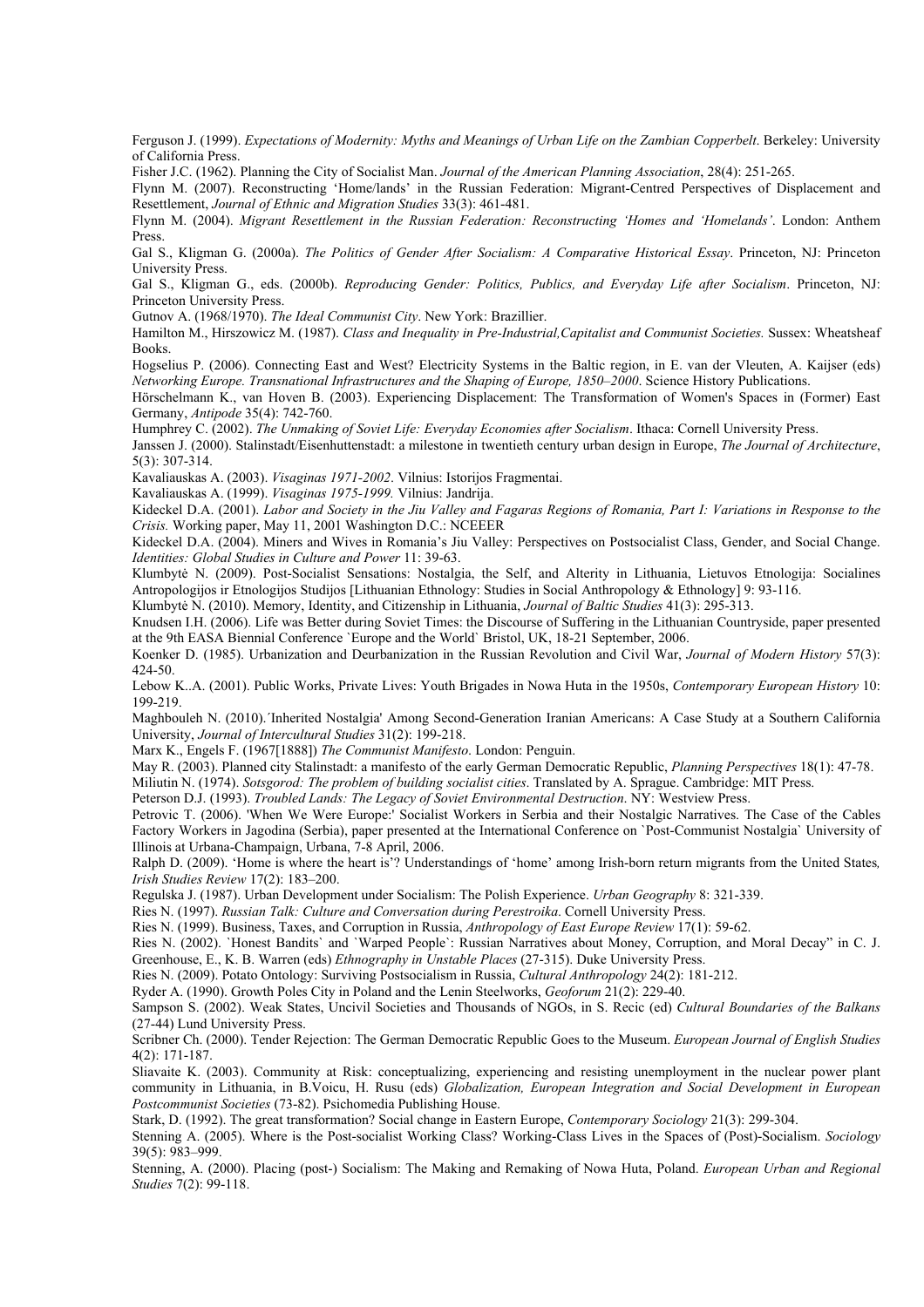Ferguson J. (1999). *Expectations of Modernity: Myths and Meanings of Urban Life on the Zambian Copperbelt*. Berkeley: University of California Press.

Fisher J.C. (1962). Planning the City of Socialist Man. *Journal of the American Planning Association*, 28(4): 251-265.

Flynn M. (2007). Reconstructing 'Home/lands' in the Russian Federation: Migrant-Centred Perspectives of Displacement and Resettlement, *Journal of Ethnic and Migration Studies* 33(3): 461-481.

Flynn M. (2004). *Migrant Resettlement in the Russian Federation: Reconstructing 'Homes and 'Homelands'*. London: Anthem Press.

Gal S., Kligman G. (2000a). *The Politics of Gender After Socialism: A Comparative Historical Essay*. Princeton, NJ: Princeton University Press.

Gal S., Kligman G., eds. (2000b). *Reproducing Gender: Politics, Publics, and Everyday Life after Socialism*. Princeton, NJ: Princeton University Press.

Gutnov A. (1968/1970). *The Ideal Communist City*. New York: Brazillier.

Hamilton M., Hirszowicz M. (1987). *Class and Inequality in Pre-Industrial,Capitalist and Communist Societies.* Sussex: Wheatsheaf Books.

Hogselius P. (2006). Connecting East and West? Electricity Systems in the Baltic region, in E. van der Vleuten, A. Kaijser (eds) *Networking Europe. Transnational Infrastructures and the Shaping of Europe, 1850–2000*. Science History Publications.

Hörschelmann K., van Hoven B. (2003). Experiencing Displacement: The Transformation of Women's Spaces in (Former) East Germany, *Antipode* 35(4): 742-760.

Humphrey C. (2002). *The Unmaking of Soviet Life: Everyday Economies after Socialism*. Ithaca: Cornell University Press.

Janssen J. (2000). Stalinstadt/Eisenhuttenstadt: a milestone in twentieth century urban design in Europe, *The Journal of Architecture*, 5(3): 307-314.

Kavaliauskas A. (2003). *Visaginas 1971-2002*. Vilnius: Istorijos Fragmentai.

Kavaliauskas A. (1999). *Visaginas 1975-1999.* Vilnius: Jandrija.

Kideckel D.A. (2001). *Labor and Society in the Jiu Valley and Fagaras Regions of Romania, Part I: Variations in Response to the Crisis.* Working paper, May 11, 2001 Washington D.C.: NCEEER

Kideckel D.A. (2004). Miners and Wives in Romania's Jiu Valley: Perspectives on Postsocialist Class, Gender, and Social Change. *Identities: Global Studies in Culture and Power* 11: 39-63.

Klumbytė N. (2009). Post-Socialist Sensations: Nostalgia, the Self, and Alterity in Lithuania, Lietuvos Etnologija: Socialines Antropologijos ir Etnologijos Studijos [Lithuanian Ethnology: Studies in Social Anthropology & Ethnology] 9: 93-116.

Klumbytė N. (2010). Memory, Identity, and Citizenship in Lithuania, *Journal of Baltic Studies* 41(3): 295-313.

Knudsen I.H. (2006). Life was Better during Soviet Times: the Discourse of Suffering in the Lithuanian Countryside, paper presented at the 9th EASA Biennial Conference `Europe and the World` Bristol, UK, 18-21 September, 2006.

Koenker D. (1985). Urbanization and Deurbanization in the Russian Revolution and Civil War, *Journal of Modern History* 57(3): 424-50.

Lebow K..A. (2001). Public Works, Private Lives: Youth Brigades in Nowa Huta in the 1950s, *Contemporary European History* 10: 199-219.

Maghbouleh N. (2010).´Inherited Nostalgia' Among Second-Generation Iranian Americans: A Case Study at a Southern California University, *Journal of Intercultural Studies* 31(2): 199-218.

Marx K., Engels F. (1967[1888]) *The Communist Manifesto*. London: Penguin.

May R. (2003). Planned city Stalinstadt: a manifesto of the early German Democratic Republic, *Planning Perspectives* 18(1): 47-78.

Miliutin N. (1974). *Sotsgorod: The problem of building socialist cities*. Translated by A. Sprague. Cambridge: MIT Press.

Peterson D.J. (1993). *Troubled Lands: The Legacy of Soviet Environmental Destruction*. NY: Westview Press.

Petrovic T. (2006). 'When We Were Europe:' Socialist Workers in Serbia and their Nostalgic Narratives. The Case of the Cables Factory Workers in Jagodina (Serbia), paper presented at the International Conference on `Post-Communist Nostalgia` University of Illinois at Urbana-Champaign, Urbana, 7-8 April, 2006.

Ralph D. (2009). 'Home is where the heart is'? Understandings of 'home' among Irish-born return migrants from the United States*, Irish Studies Review* 17(2): 183–200.

Regulska J. (1987). Urban Development under Socialism: The Polish Experience. *Urban Geography* 8: 321-339.

Ries N. (1997). *Russian Talk: Culture and Conversation during Perestroika*. Cornell University Press.

Ries N. (1999). Business, Taxes, and Corruption in Russia, *Anthropology of East Europe Review* 17(1): 59-62.

Ries N. (2002). `Honest Bandits` and `Warped People`: Russian Narratives about Money, Corruption, and Moral Decay" in C. J. Greenhouse, E., K. B. Warren (eds) *Ethnography in Unstable Places* (27-315). Duke University Press.

Ries N. (2009). Potato Ontology: Surviving Postsocialism in Russia, *Cultural Anthropology* 24(2): 181-212.

Ryder A. (1990). Growth Poles City in Poland and the Lenin Steelworks, *Geoforum* 21(2): 229-40.

Sampson S. (2002). Weak States, Uncivil Societies and Thousands of NGOs, in S. Recic (ed) *Cultural Boundaries of the Balkans* (27-44) Lund University Press.

Scribner Ch. (2000). Tender Rejection: The German Democratic Republic Goes to the Museum. *European Journal of English Studies* 4(2): 171-187.

Sliavaite K. (2003). Community at Risk: conceptualizing, experiencing and resisting unemployment in the nuclear power plant community in Lithuania, in B.Voicu, H. Rusu (eds) *Globalization, European Integration and Social Development in European Postcommunist Societies* (73-82). Psichomedia Publishing House.

Stark, D. (1992). The great transformation? Social change in Eastern Europe, *Contemporary Sociology* 21(3): 299-304.

Stenning A. (2005). Where is the Post-socialist Working Class? Working-Class Lives in the Spaces of (Post)-Socialism. *Sociology* 39(5): 983–999.

Stenning, A. (2000). Placing (post-) Socialism: The Making and Remaking of Nowa Huta, Poland. *European Urban and Regional Studies* 7(2): 99-118.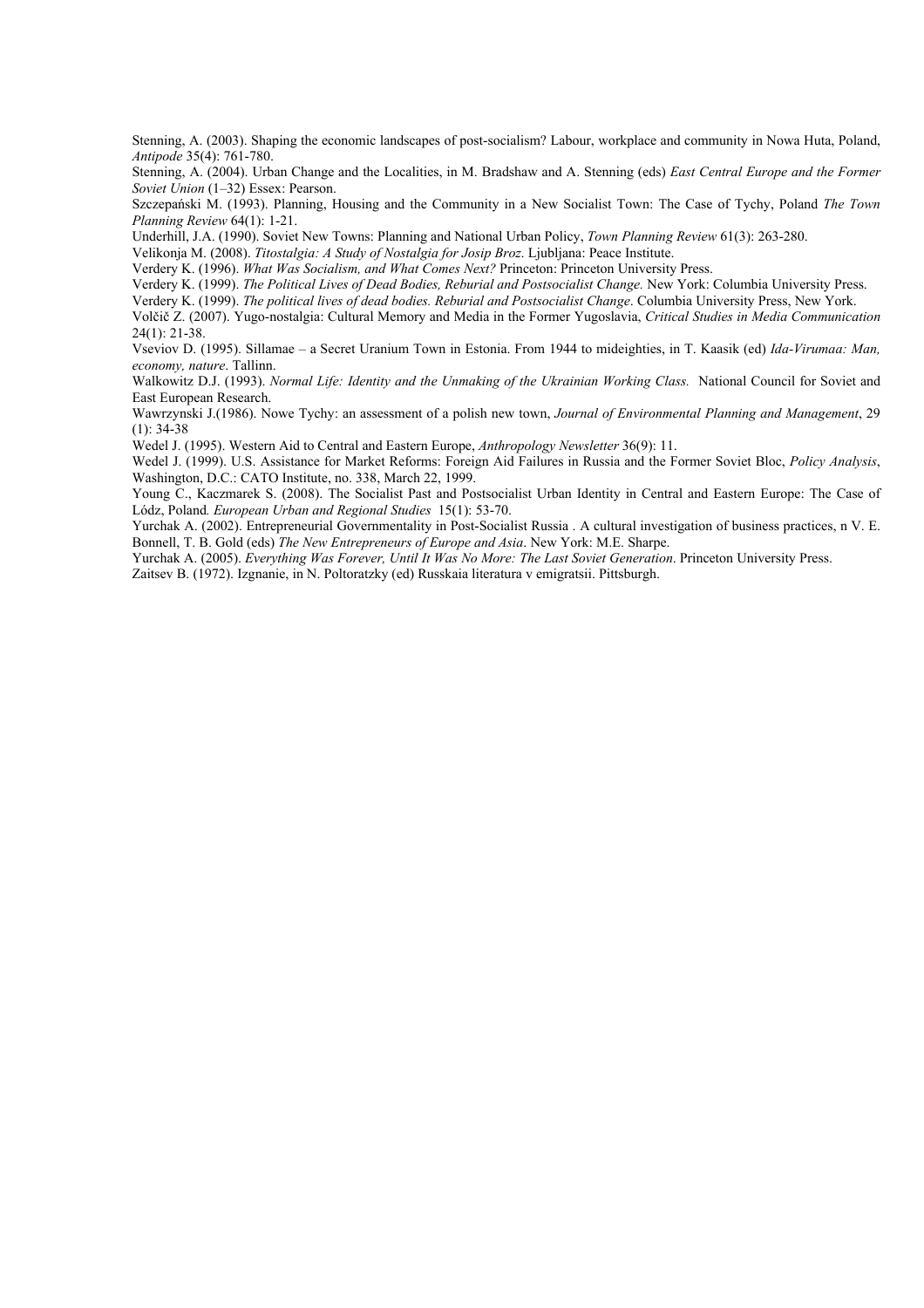Stenning, A. (2003). Shaping the economic landscapes of post-socialism? Labour, workplace and community in Nowa Huta, Poland, *Antipode* 35(4): 761-780.

Stenning, A. (2004). Urban Change and the Localities, in M. Bradshaw and A. Stenning (eds) *East Central Europe and the Former Soviet Union* (1–32) Essex: Pearson.

Szczepański M. (1993). Planning, Housing and the Community in a New Socialist Town: The Case of Tychy, Poland *The Town Planning Review* 64(1): 1-21.

Underhill, J.A. (1990). Soviet New Towns: Planning and National Urban Policy, *Town Planning Review* 61(3): 263-280.

Velikonja M. (2008). *Titostalgia: A Study of Nostalgia for Josip Broz*. Ljubljana: Peace Institute.

Verdery K. (1996). *What Was Socialism, and What Comes Next?* Princeton: Princeton University Press.

Verdery K. (1999). *The Political Lives of Dead Bodies, Reburial and Postsocialist Change.* New York: Columbia University Press.

Verdery K. (1999). *The political lives of dead bodies. Reburial and Postsocialist Change*. Columbia University Press, New York.

Volčič Z. (2007). Yugo-nostalgia: Cultural Memory and Media in the Former Yugoslavia, *Critical Studies in Media Communication* 24(1): 21-38.

Vseviov D. (1995). Sillamae – a Secret Uranium Town in Estonia. From 1944 to mideighties, in T. Kaasik (ed) *Ida-Virumaa: Man, economy, nature*. Tallinn.

Walkowitz D.J. (1993). *Normal Life: Identity and the Unmaking of the Ukrainian Working Class.* National Council for Soviet and East European Research.

Wawrzynski J.(1986). Nowe Tychy: an assessment of a polish new town, *Journal of Environmental Planning and Management*, 29 (1): 34-38

Wedel J. (1995). Western Aid to Central and Eastern Europe, *Anthropology Newsletter* 36(9): 11.

Wedel J. (1999). U.S. Assistance for Market Reforms: Foreign Aid Failures in Russia and the Former Soviet Bloc, *Policy Analysis*, Washington, D.C.: CATO Institute, no. 338, March 22, 1999.

Young C., Kaczmarek S. (2008). The Socialist Past and Postsocialist Urban Identity in Central and Eastern Europe: The Case of Lódz, Poland. *European Urban and Regional Studies* 15(1): 53-70.

Yurchak A. (2002). Entrepreneurial Governmentality in Post-Socialist Russia . A cultural investigation of business practices, n V. E. Bonnell, T. B. Gold (eds) *The New Entrepreneurs of Europe and Asia*. New York: M.E. Sharpe.

Yurchak A. (2005). *Everything Was Forever, Until It Was No More: The Last Soviet Generation*. Princeton University Press.

Zaitsev B. (1972). Izgnanie, in N. Poltoratzky (ed) Russkaia literatura v emigratsii. Pittsburgh.